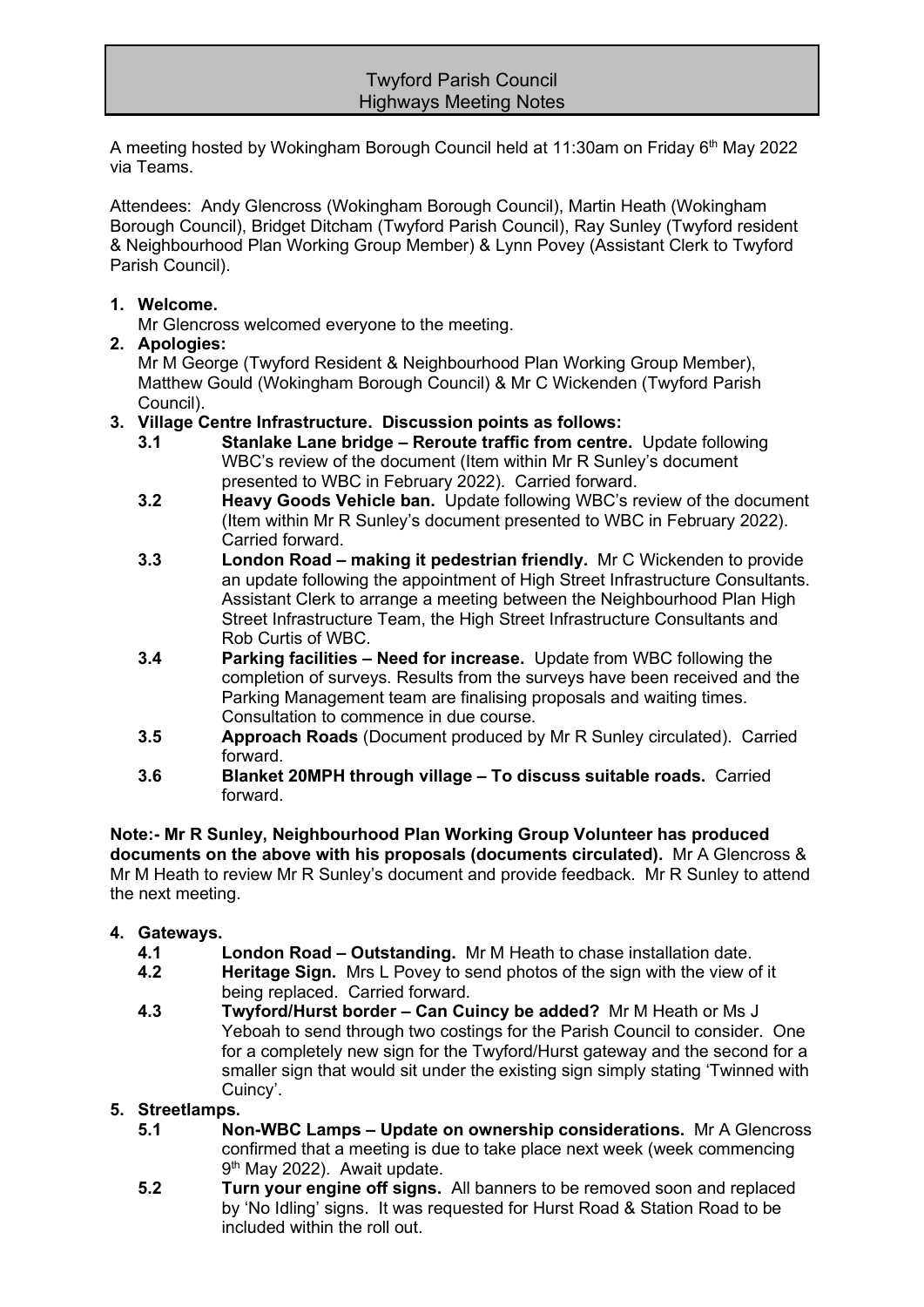# Twyford Parish Council
## Highways Meeting Notes

A meeting hosted by Wokingham Borough Council held at 11:30am on Friday 6th May 2022 via Teams.

Attendees: Andy Glencross (Wokingham Borough Council), Martin Heath (Wokingham Borough Council), Bridget Ditcham (Twyford Parish Council), Ray Sunley (Twyford resident & Neighbourhood Plan Working Group Member) & Lynn Povey (Assistant Clerk to Twyford Parish Council).

1. **Welcome.**
   Mr Glencross welcomed everyone to the meeting.
2. **Apologies:**
   Mr M George (Twyford Resident & Neighbourhood Plan Working Group Member), Matthew Gould (Wokingham Borough Council) & Mr C Wickenden (Twyford Parish Council).
3. **Village Centre Infrastructure. Discussion points as follows:**
   - **3.1 Stanlake Lane bridge – Reroute traffic from centre.** Update following WBC's review of the document (Item within Mr R Sunley's document presented to WBC in February 2022). Carried forward.
   - **3.2 Heavy Goods Vehicle ban.** Update following WBC's review of the document (Item within Mr R Sunley's document presented to WBC in February 2022). Carried forward.
   - **3.3 London Road – making it pedestrian friendly.** Mr C Wickenden to provide an update following the appointment of High Street Infrastructure Consultants. Assistant Clerk to arrange a meeting between the Neighbourhood Plan High Street Infrastructure Team, the High Street Infrastructure Consultants and Rob Curtis of WBC.
   - **3.4 Parking facilities – Need for increase.** Update from WBC following the completion of surveys. Results from the surveys have been received and the Parking Management team are finalising proposals and waiting times. Consultation to commence in due course.
   - **3.5 Approach Roads** (Document produced by Mr R Sunley circulated). Carried forward.
   - **3.6 Blanket 20MPH through village – To discuss suitable roads.** Carried forward.

**Note:- Mr R Sunley, Neighbourhood Plan Working Group Volunteer has produced documents on the above with his proposals (documents circulated).** Mr A Glencross & Mr M Heath to review Mr R Sunley's document and provide feedback. Mr R Sunley to attend the next meeting.

4. **Gateways.**
   - **4.1 London Road – Outstanding.** Mr M Heath to chase installation date.
   - **4.2 Heritage Sign.** Mrs L Povey to send photos of the sign with the view of it being replaced. Carried forward.
   - **4.3 Twyford/Hurst border – Can Cuincy be added?** Mr M Heath or Ms J Yeboah to send through two costings for the Parish Council to consider. One for a completely new sign for the Twyford/Hurst gateway and the second for a smaller sign that would sit under the existing sign simply stating 'Twinned with Cuincy'.
5. **Streetlamps.**
   - **5.1 Non-WBC Lamps – Update on ownership considerations.** Mr A Glencross confirmed that a meeting is due to take place next week (week commencing 9th May 2022). Await update.
   - **5.2 Turn your engine off signs.** All banners to be removed soon and replaced by 'No Idling' signs. It was requested for Hurst Road & Station Road to be included within the roll out.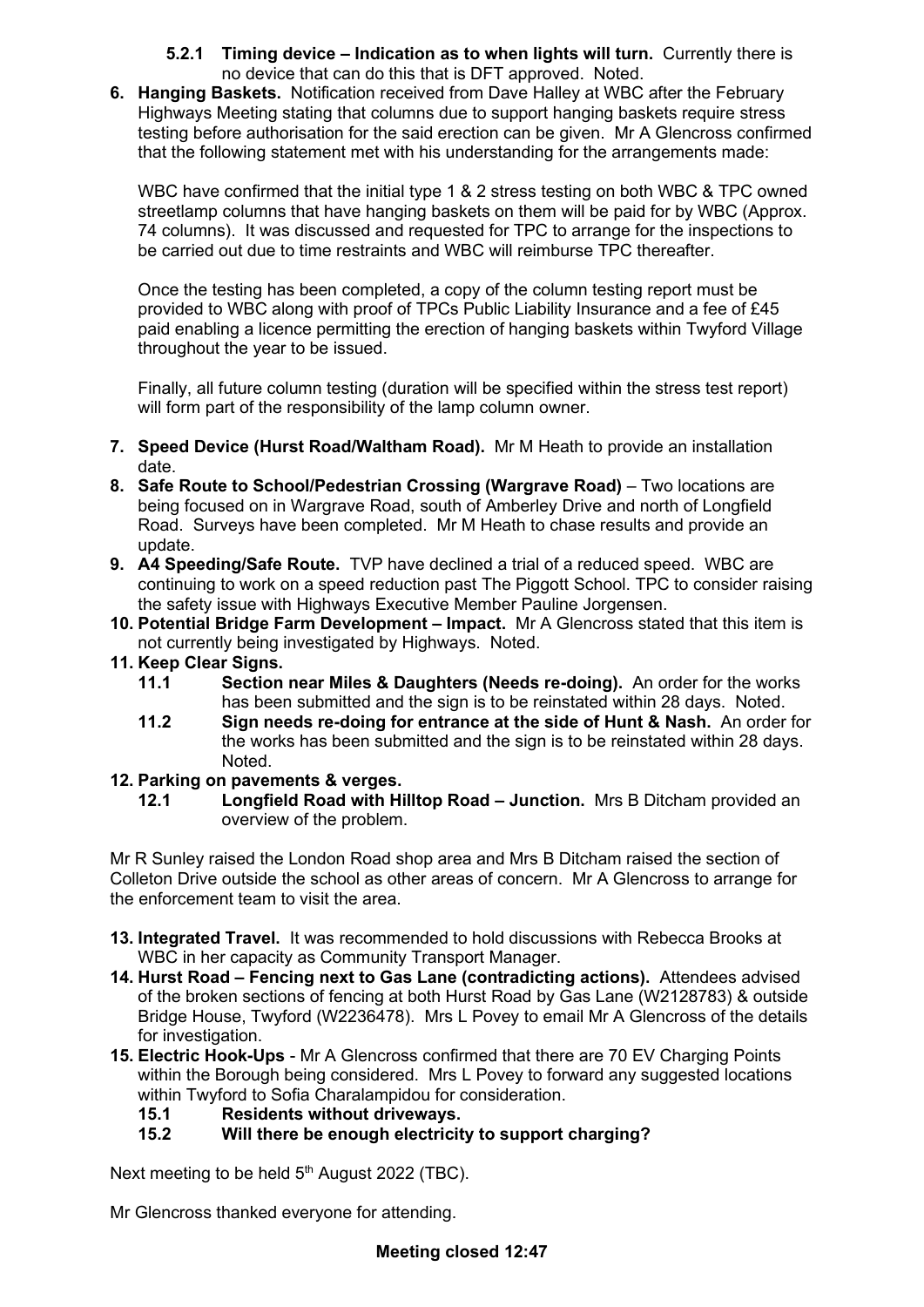**5.2.1 Timing device – Indication as to when lights will turn.** Currently there is no device that can do this that is DFT approved. Noted.

**6. Hanging Baskets.** Notification received from Dave Halley at WBC after the February Highways Meeting stating that columns due to support hanging baskets require stress testing before authorisation for the said erection can be given. Mr A Glencross confirmed that the following statement met with his understanding for the arrangements made:

WBC have confirmed that the initial type 1 & 2 stress testing on both WBC & TPC owned streetlamp columns that have hanging baskets on them will be paid for by WBC (Approx. 74 columns). It was discussed and requested for TPC to arrange for the inspections to be carried out due to time restraints and WBC will reimburse TPC thereafter.

Once the testing has been completed, a copy of the column testing report must be provided to WBC along with proof of TPCs Public Liability Insurance and a fee of £45 paid enabling a licence permitting the erection of hanging baskets within Twyford Village throughout the year to be issued.

Finally, all future column testing (duration will be specified within the stress test report) will form part of the responsibility of the lamp column owner.

**7. Speed Device (Hurst Road/Waltham Road).** Mr M Heath to provide an installation date.

**8. Safe Route to School/Pedestrian Crossing (Wargrave Road)** – Two locations are being focused on in Wargrave Road, south of Amberley Drive and north of Longfield Road. Surveys have been completed. Mr M Heath to chase results and provide an update.

**9. A4 Speeding/Safe Route.** TVP have declined a trial of a reduced speed. WBC are continuing to work on a speed reduction past The Piggott School. TPC to consider raising the safety issue with Highways Executive Member Pauline Jorgensen.

**10. Potential Bridge Farm Development – Impact.** Mr A Glencross stated that this item is not currently being investigated by Highways. Noted.

**11. Keep Clear Signs.**

**11.1 Section near Miles & Daughters (Needs re-doing).** An order for the works has been submitted and the sign is to be reinstated within 28 days. Noted.

**11.2 Sign needs re-doing for entrance at the side of Hunt & Nash.** An order for the works has been submitted and the sign is to be reinstated within 28 days. Noted.

**12. Parking on pavements & verges.**

**12.1 Longfield Road with Hilltop Road – Junction.** Mrs B Ditcham provided an overview of the problem.

Mr R Sunley raised the London Road shop area and Mrs B Ditcham raised the section of Colleton Drive outside the school as other areas of concern. Mr A Glencross to arrange for the enforcement team to visit the area.

**13. Integrated Travel.** It was recommended to hold discussions with Rebecca Brooks at WBC in her capacity as Community Transport Manager.

**14. Hurst Road – Fencing next to Gas Lane (contradicting actions).** Attendees advised of the broken sections of fencing at both Hurst Road by Gas Lane (W2128783) & outside Bridge House, Twyford (W2236478). Mrs L Povey to email Mr A Glencross of the details for investigation.

**15. Electric Hook-Ups** - Mr A Glencross confirmed that there are 70 EV Charging Points within the Borough being considered. Mrs L Povey to forward any suggested locations within Twyford to Sofia Charalampidou for consideration.

**15.1 Residents without driveways.**

**15.2 Will there be enough electricity to support charging?**

Next meeting to be held 5th August 2022 (TBC).

Mr Glencross thanked everyone for attending.

**Meeting closed 12:47**